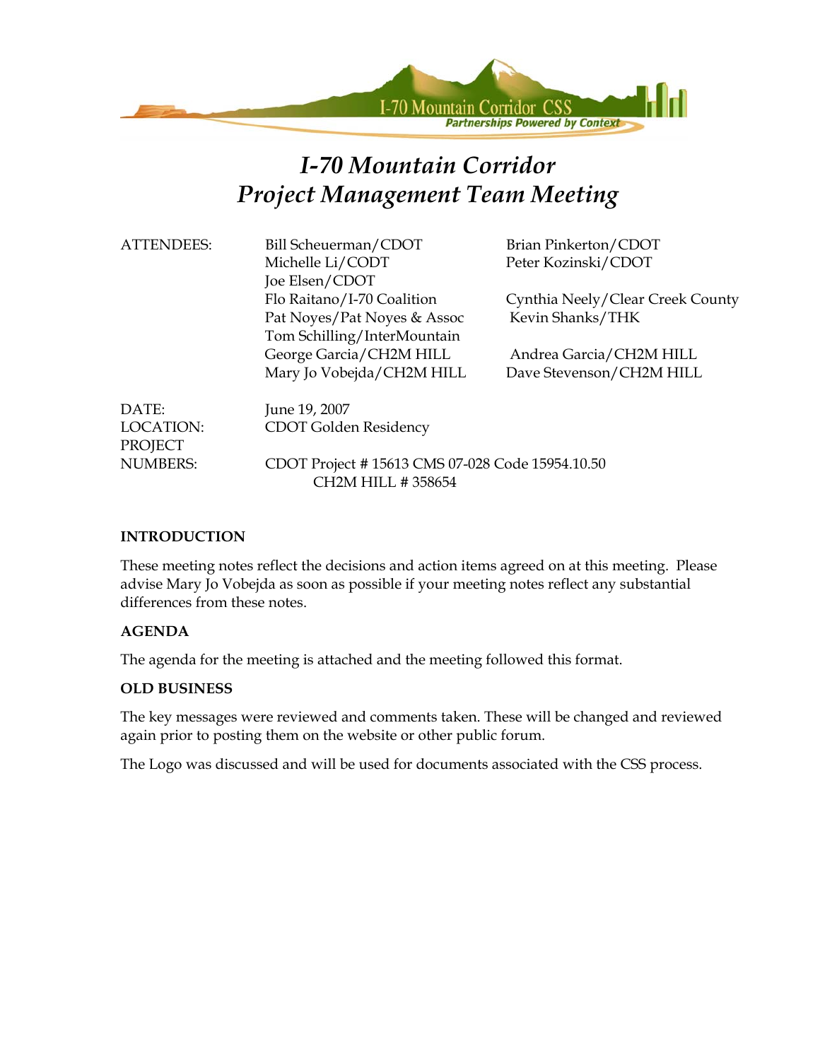I-70 Mountain Corridor CSS

*Partnerships Powered by Context*

# *I-70 Mountain Corridor*
# *Project Management Team Meeting*

| | | |
|---|---|---|
| ATTENDEES: | Bill Scheuerman/CDOT | Brian Pinkerton/CDOT |
| | Michelle Li/CODT | Peter Kozinski/CDOT |
| | Joe Elsen/CDOT | |
| | Flo Raitano/I-70 Coalition | Cynthia Neely/Clear Creek County |
| | Pat Noyes/Pat Noyes & Assoc | Kevin Shanks/THK |
| | Tom Schilling/InterMountain | |
| | George Garcia/CH2M HILL | Andrea Garcia/CH2M HILL |
| | Mary Jo Vobejda/CH2M HILL | Dave Stevenson/CH2M HILL |

DATE: June 19, 2007

LOCATION: CDOT Golden Residency

PROJECT NUMBERS: CDOT Project # 15613 CMS 07-028 Code 15954.10.50
CH2M HILL # 358654

**INTRODUCTION**

These meeting notes reflect the decisions and action items agreed on at this meeting. Please advise Mary Jo Vobejda as soon as possible if your meeting notes reflect any substantial differences from these notes.

**AGENDA**

The agenda for the meeting is attached and the meeting followed this format.

**OLD BUSINESS**

The key messages were reviewed and comments taken. These will be changed and reviewed again prior to posting them on the website or other public forum.

The Logo was discussed and will be used for documents associated with the CSS process.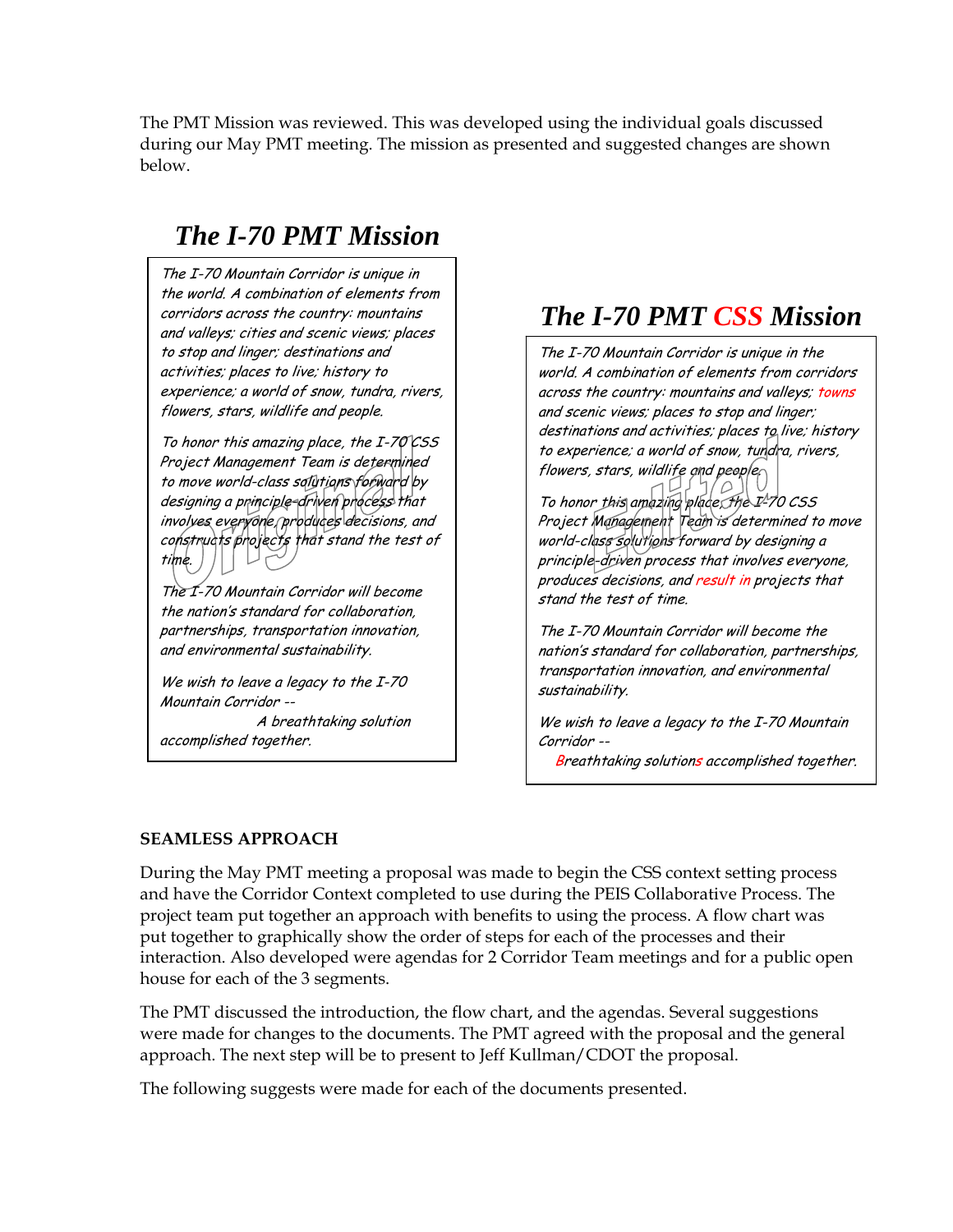The PMT Mission was reviewed. This was developed using the individual goals discussed during our May PMT meeting. The mission as presented and suggested changes are shown below.

## The I-70 PMT Mission

*The I-70 Mountain Corridor is unique in the world. A combination of elements from corridors across the country: mountains and valleys; cities and scenic views; places to stop and linger; destinations and activities; places to live; history to experience; a world of snow, tundra, rivers, flowers, stars, wildlife and people.*

*To honor this amazing place, the I-70 CSS Project Management Team is determined to move world-class solutions forward by designing a principle-driven process that involves everyone, produces decisions, and constructs projects that stand the test of time.*

*The I-70 Mountain Corridor will become the nation's standard for collaboration, partnerships, transportation innovation, and environmental sustainability.*

*We wish to leave a legacy to the I-70 Mountain Corridor --*
*A breathtaking solution accomplished together.*

Original

## The I-70 PMT CSS Mission

*The I-70 Mountain Corridor is unique in the world. A combination of elements from corridors across the country: mountains and valleys; towns and scenic views; places to stop and linger; destinations and activities; places to live; history to experience; a world of snow, tundra, rivers, flowers, stars, wildlife and people.*

*To honor this amazing place, the I-70 CSS Project Management Team is determined to move world-class solutions forward by designing a principle-driven process that involves everyone, produces decisions, and result in projects that stand the test of time.*

*The I-70 Mountain Corridor will become the nation's standard for collaboration, partnerships, transportation innovation, and environmental sustainability.*

*We wish to leave a legacy to the I-70 Mountain Corridor --*
*Breathtaking solutions accomplished together.*

Edited

**SEAMLESS APPROACH**

During the May PMT meeting a proposal was made to begin the CSS context setting process and have the Corridor Context completed to use during the PEIS Collaborative Process. The project team put together an approach with benefits to using the process. A flow chart was put together to graphically show the order of steps for each of the processes and their interaction. Also developed were agendas for 2 Corridor Team meetings and for a public open house for each of the 3 segments.

The PMT discussed the introduction, the flow chart, and the agendas. Several suggestions were made for changes to the documents. The PMT agreed with the proposal and the general approach. The next step will be to present to Jeff Kullman/CDOT the proposal.

The following suggests were made for each of the documents presented.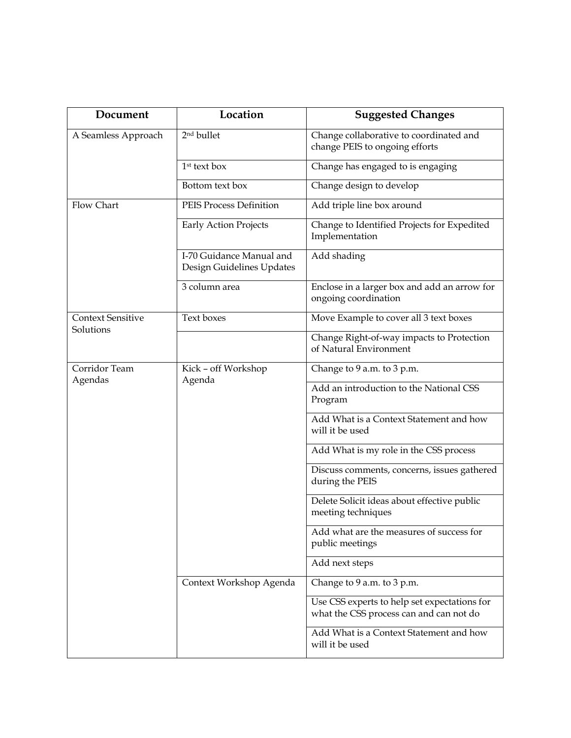| Document | Location | Suggested Changes |
|---|---|---|
| A Seamless Approach | 2nd bullet | Change collaborative to coordinated and change PEIS to ongoing efforts |
| | 1st text box | Change has engaged to is engaging |
| | Bottom text box | Change design to develop |
| Flow Chart | PEIS Process Definition | Add triple line box around |
| | Early Action Projects | Change to Identified Projects for Expedited Implementation |
| | I-70 Guidance Manual and Design Guidelines Updates | Add shading |
| | 3 column area | Enclose in a larger box and add an arrow for ongoing coordination |
| Context Sensitive Solutions | Text boxes | Move Example to cover all 3 text boxes |
| | | Change Right-of-way impacts to Protection of Natural Environment |
| Corridor Team Agendas | Kick – off Workshop Agenda | Change to 9 a.m. to 3 p.m. |
| | | Add an introduction to the National CSS Program |
| | | Add What is a Context Statement and how will it be used |
| | | Add What is my role in the CSS process |
| | | Discuss comments, concerns, issues gathered during the PEIS |
| | | Delete Solicit ideas about effective public meeting techniques |
| | | Add what are the measures of success for public meetings |
| | | Add next steps |
| | Context Workshop Agenda | Change to 9 a.m. to 3 p.m. |
| | | Use CSS experts to help set expectations for what the CSS process can and can not do |
| | | Add What is a Context Statement and how will it be used |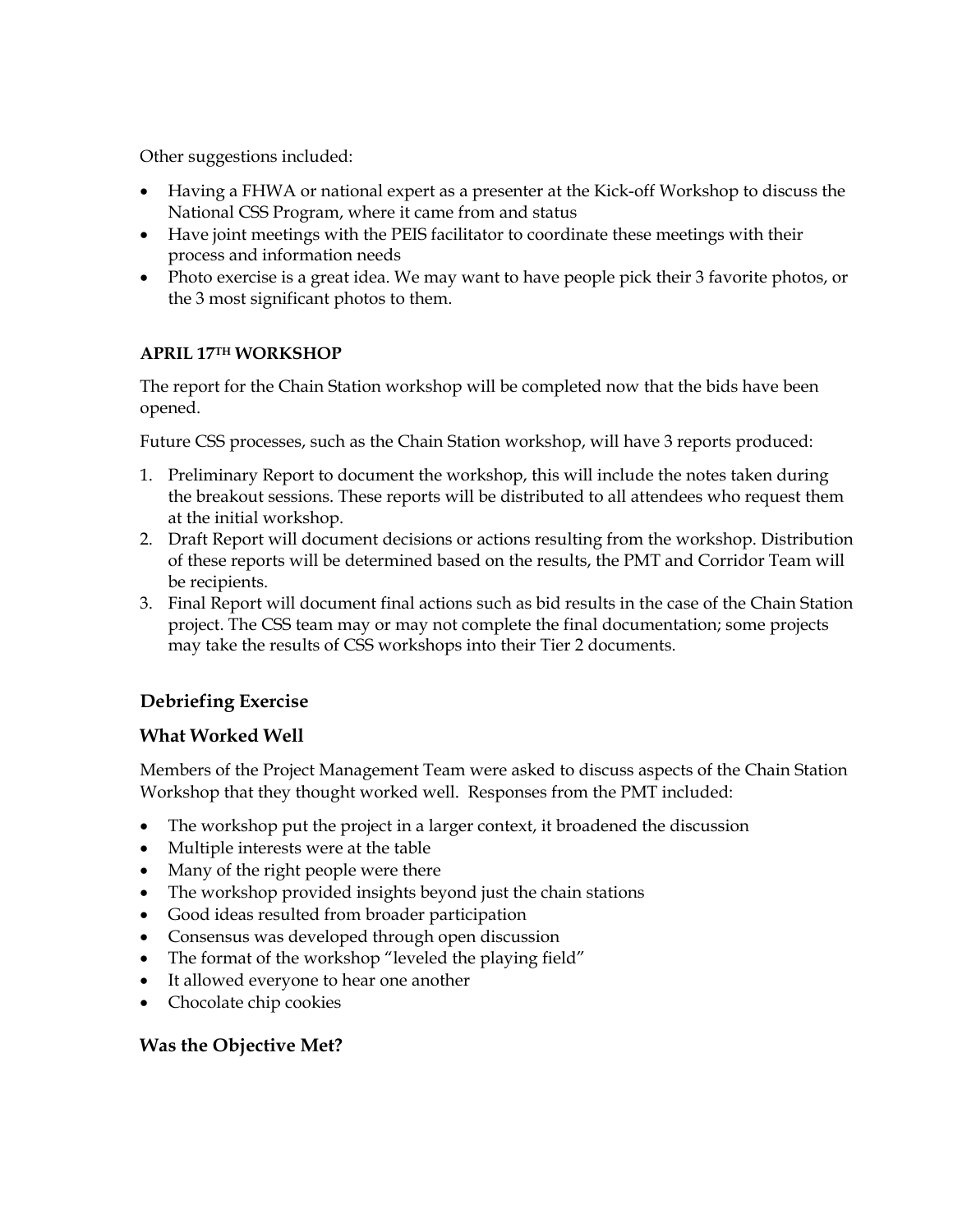Other suggestions included:

- Having a FHWA or national expert as a presenter at the Kick-off Workshop to discuss the National CSS Program, where it came from and status
- Have joint meetings with the PEIS facilitator to coordinate these meetings with their process and information needs
- Photo exercise is a great idea. We may want to have people pick their 3 favorite photos, or the 3 most significant photos to them.

#### APRIL 17TH WORKSHOP

The report for the Chain Station workshop will be completed now that the bids have been opened.

Future CSS processes, such as the Chain Station workshop, will have 3 reports produced:

1. Preliminary Report to document the workshop, this will include the notes taken during the breakout sessions. These reports will be distributed to all attendees who request them at the initial workshop.
2. Draft Report will document decisions or actions resulting from the workshop. Distribution of these reports will be determined based on the results, the PMT and Corridor Team will be recipients.
3. Final Report will document final actions such as bid results in the case of the Chain Station project. The CSS team may or may not complete the final documentation; some projects may take the results of CSS workshops into their Tier 2 documents.

## Debriefing Exercise

## What Worked Well

Members of the Project Management Team were asked to discuss aspects of the Chain Station Workshop that they thought worked well. Responses from the PMT included:

- The workshop put the project in a larger context, it broadened the discussion
- Multiple interests were at the table
- Many of the right people were there
- The workshop provided insights beyond just the chain stations
- Good ideas resulted from broader participation
- Consensus was developed through open discussion
- The format of the workshop "leveled the playing field"
- It allowed everyone to hear one another
- Chocolate chip cookies

## Was the Objective Met?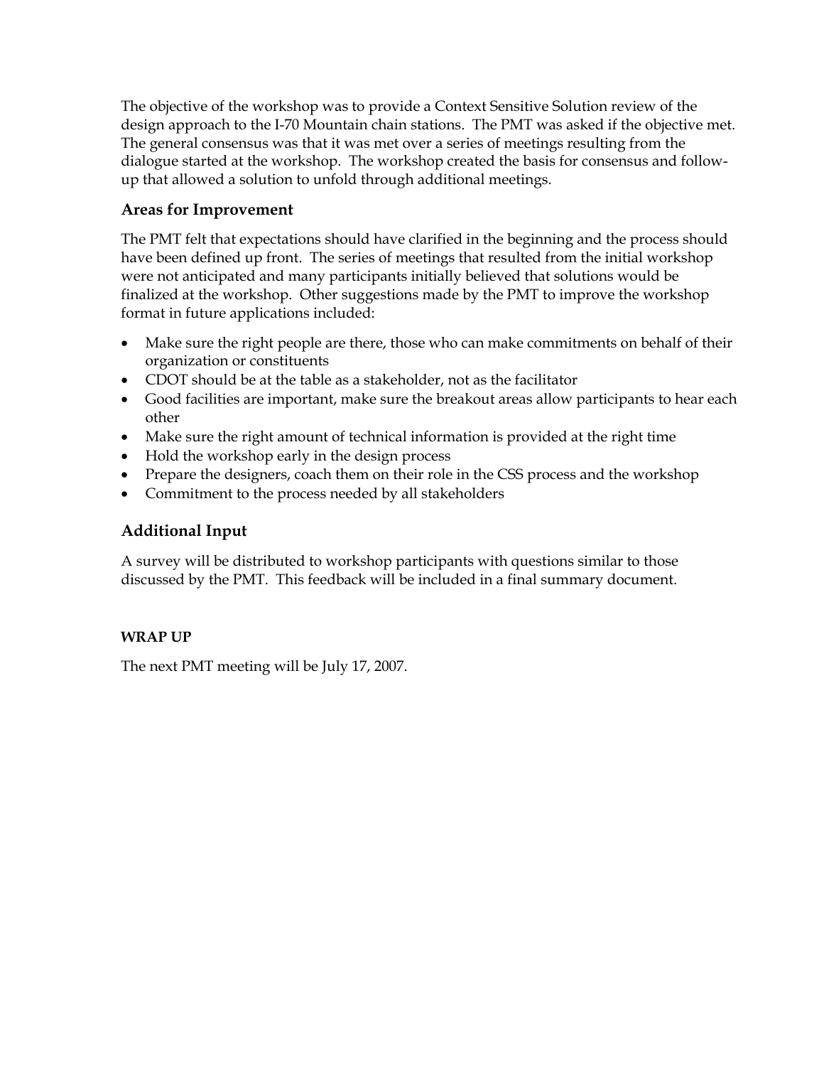The objective of the workshop was to provide a Context Sensitive Solution review of the design approach to the I-70 Mountain chain stations. The PMT was asked if the objective met. The general consensus was that it was met over a series of meetings resulting from the dialogue started at the workshop. The workshop created the basis for consensus and follow-up that allowed a solution to unfold through additional meetings.

### Areas for Improvement

The PMT felt that expectations should have clarified in the beginning and the process should have been defined up front. The series of meetings that resulted from the initial workshop were not anticipated and many participants initially believed that solutions would be finalized at the workshop. Other suggestions made by the PMT to improve the workshop format in future applications included:

- Make sure the right people are there, those who can make commitments on behalf of their organization or constituents
- CDOT should be at the table as a stakeholder, not as the facilitator
- Good facilities are important, make sure the breakout areas allow participants to hear each other
- Make sure the right amount of technical information is provided at the right time
- Hold the workshop early in the design process
- Prepare the designers, coach them on their role in the CSS process and the workshop
- Commitment to the process needed by all stakeholders

### Additional Input

A survey will be distributed to workshop participants with questions similar to those discussed by the PMT. This feedback will be included in a final summary document.

**WRAP UP**

The next PMT meeting will be July 17, 2007.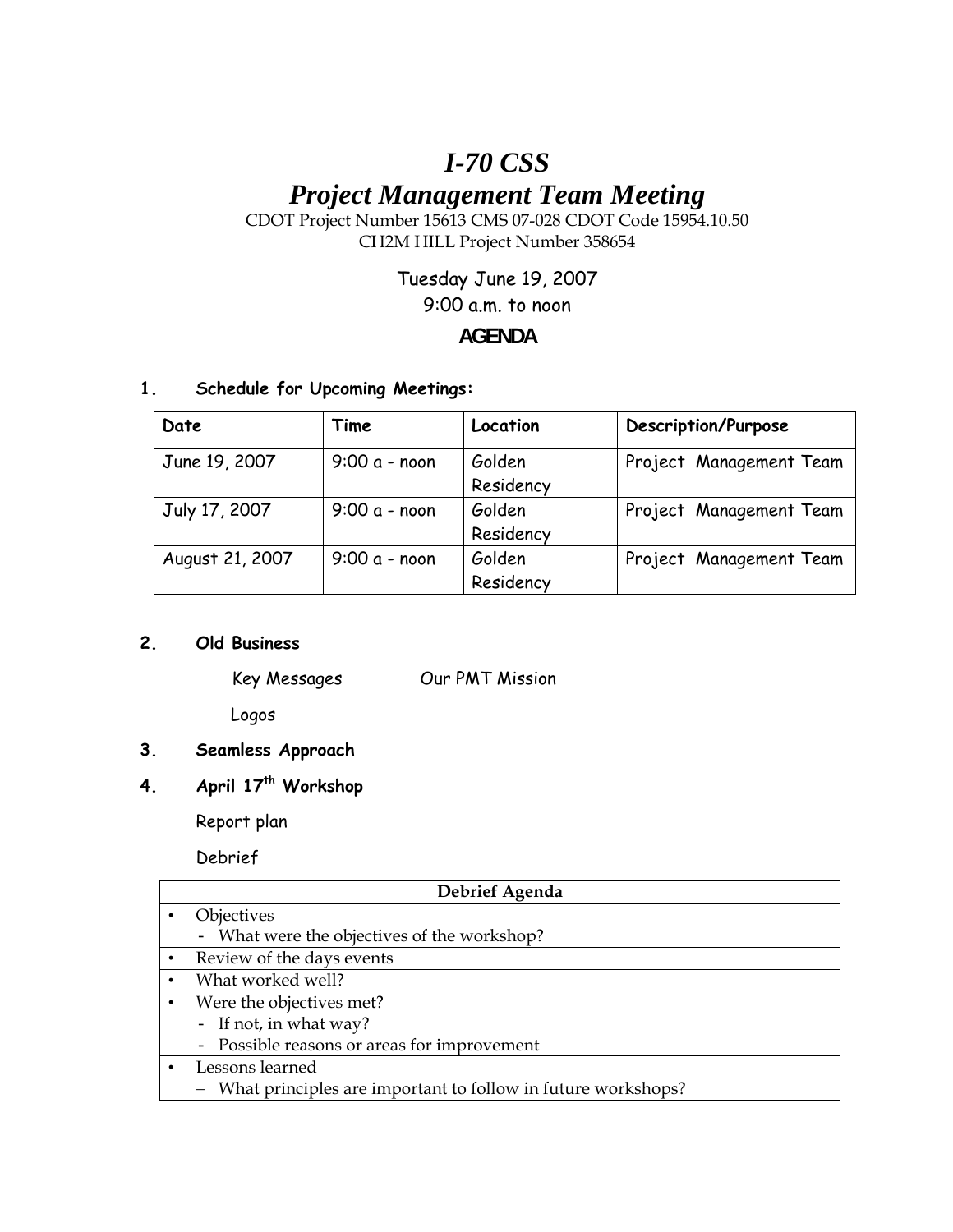# *I-70 CSS*
# *Project Management Team Meeting*

CDOT Project Number 15613 CMS 07-028 CDOT Code 15954.10.50
CH2M HILL Project Number 358654

Tuesday June 19, 2007
9:00 a.m. to noon

## AGENDA

**1. Schedule for Upcoming Meetings:**

| Date | Time | Location | Description/Purpose |
|---|---|---|---|
| June 19, 2007 | 9:00 a - noon | Golden Residency | Project Management Team |
| July 17, 2007 | 9:00 a - noon | Golden Residency | Project Management Team |
| August 21, 2007 | 9:00 a - noon | Golden Residency | Project Management Team |

**2. Old Business**

Key Messages

Our PMT Mission

Logos

**3. Seamless Approach**

**4. April 17th Workshop**

Report plan

Debrief

| Debrief Agenda |
|---|
| • Objectives<br>- What were the objectives of the workshop? |
| • Review of the days events |
| • What worked well? |
| • Were the objectives met?<br>- If not, in what way?<br>- Possible reasons or areas for improvement |
| • Lessons learned<br>– What principles are important to follow in future workshops? |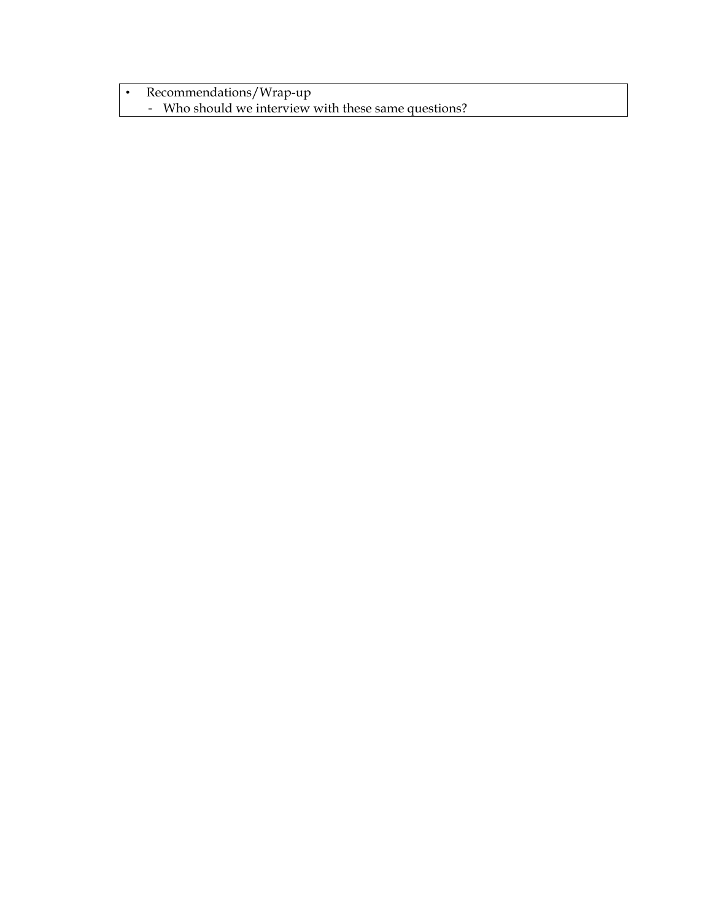- Recommendations/Wrap-up
  - Who should we interview with these same questions?